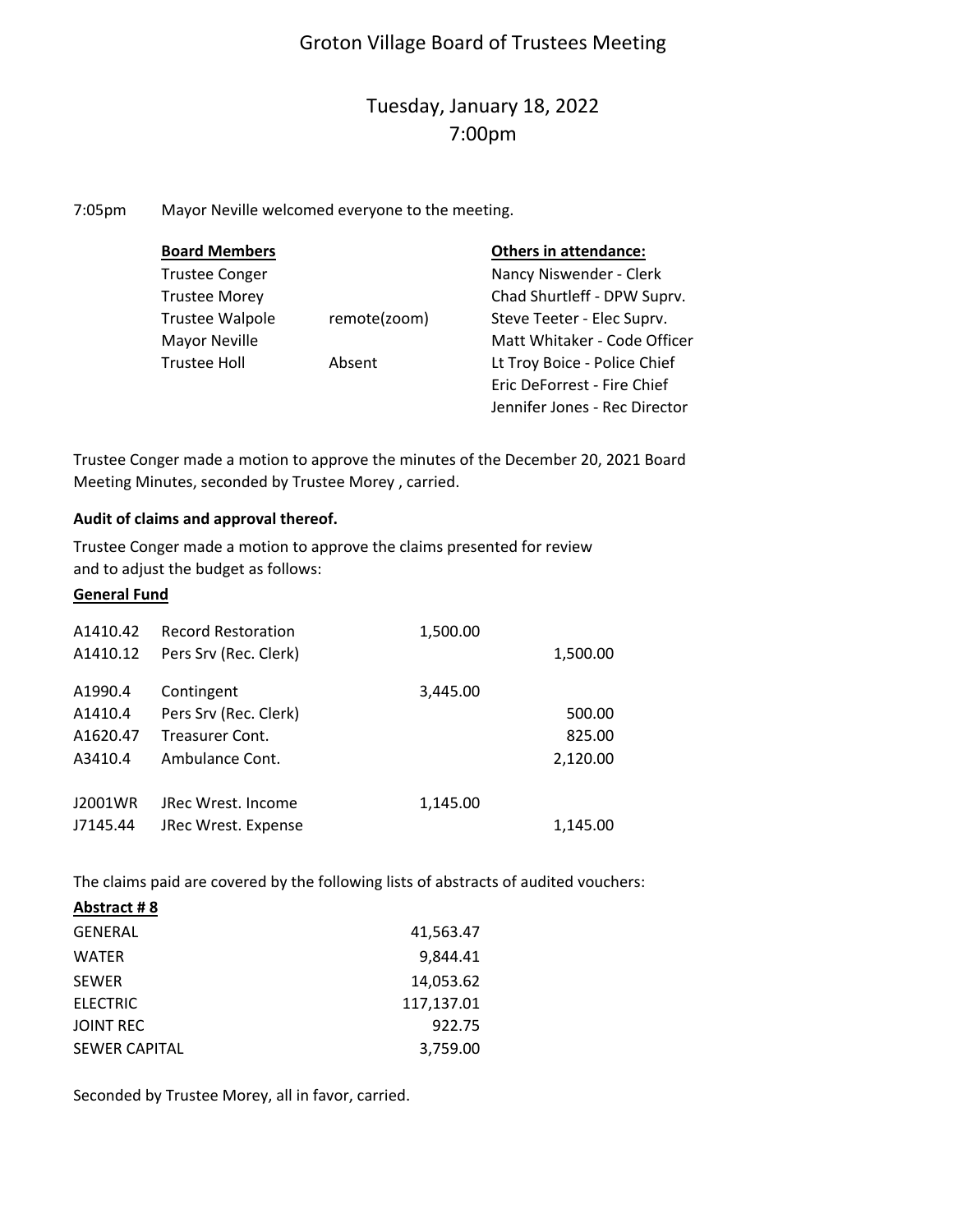# Groton Village Board of Trustees Meeting

## Tuesday, January 18, 2022
## 7:00pm

7:05pm Mayor Neville welcomed everyone to the meeting.

| **Board Members** | | **Others in attendance:** |
|---|---|---|
| Trustee Conger | | Nancy Niswender - Clerk |
| Trustee Morey | | Chad Shurtleff - DPW Suprv. |
| Trustee Walpole | remote(zoom) | Steve Teeter - Elec Suprv. |
| Mayor Neville | | Matt Whitaker - Code Officer |
| Trustee Holl | Absent | Lt Troy Boice - Police Chief |
| | | Eric DeForrest - Fire Chief |
| | | Jennifer Jones - Rec Director |

Trustee Conger made a motion to approve the minutes of the December 20, 2021 Board Meeting Minutes, seconded by Trustee Morey , carried.

**Audit of claims and approval thereof.**

Trustee Conger made a motion to approve the claims presented for review and to adjust the budget as follows:

**General Fund**

| | | | |
|---|---|---|---|
| A1410.42 | Record Restoration | 1,500.00 | |
| A1410.12 | Pers Srv (Rec. Clerk) | | 1,500.00 |
| A1990.4 | Contingent | 3,445.00 | |
| A1410.4 | Pers Srv (Rec. Clerk) | | 500.00 |
| A1620.47 | Treasurer Cont. | | 825.00 |
| A3410.4 | Ambulance Cont. | | 2,120.00 |
| J2001WR | JRec Wrest. Income | 1,145.00 | |
| J7145.44 | JRec Wrest. Expense | | 1,145.00 |

The claims paid are covered by the following lists of abstracts of audited vouchers:

**Abstract # 8**

| | |
|---|---|
| GENERAL | 41,563.47 |
| WATER | 9,844.41 |
| SEWER | 14,053.62 |
| ELECTRIC | 117,137.01 |
| JOINT REC | 922.75 |
| SEWER CAPITAL | 3,759.00 |

Seconded by Trustee Morey, all in favor, carried.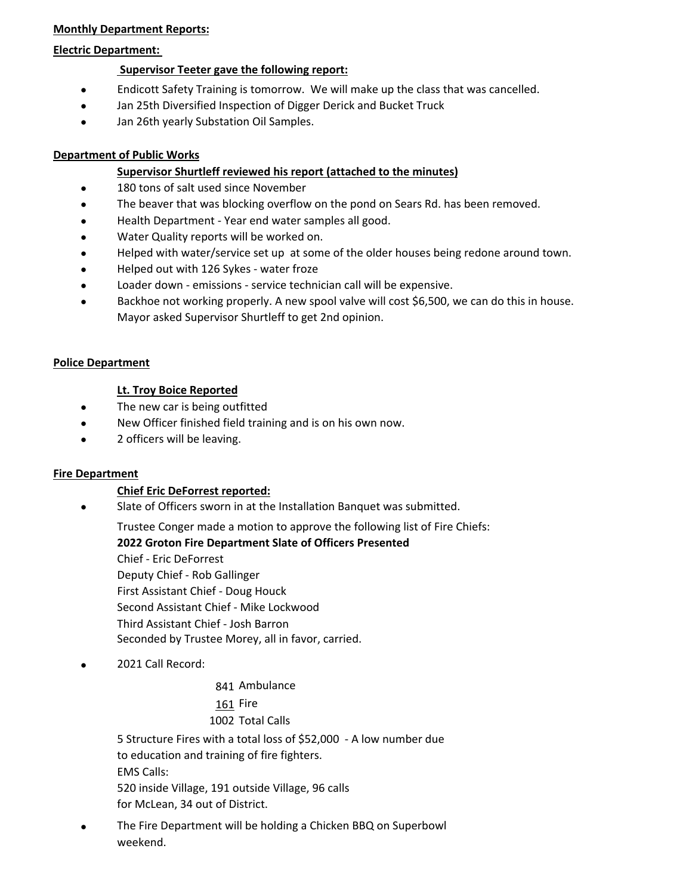**Monthly Department Reports:**

**Electric Department:**

**Supervisor Teeter gave the following report:**

- Endicott Safety Training is tomorrow. We will make up the class that was cancelled.
- Jan 25th Diversified Inspection of Digger Derick and Bucket Truck
- Jan 26th yearly Substation Oil Samples.

**Department of Public Works**

**Supervisor Shurtleff reviewed his report (attached to the minutes)**

- 180 tons of salt used since November
- The beaver that was blocking overflow on the pond on Sears Rd. has been removed.
- Health Department - Year end water samples all good.
- Water Quality reports will be worked on.
- Helped with water/service set up at some of the older houses being redone around town.
- Helped out with 126 Sykes - water froze
- Loader down - emissions - service technician call will be expensive.
- Backhoe not working properly. A new spool valve will cost $6,500, we can do this in house. Mayor asked Supervisor Shurtleff to get 2nd opinion.

**Police Department**

**Lt. Troy Boice Reported**

- The new car is being outfitted
- New Officer finished field training and is on his own now.
- 2 officers will be leaving.

**Fire Department**

**Chief Eric DeForrest reported:**

- Slate of Officers sworn in at the Installation Banquet was submitted.

  Trustee Conger made a motion to approve the following list of Fire Chiefs:
  **2022 Groton Fire Department Slate of Officers Presented**
  Chief - Eric DeForrest
  Deputy Chief - Rob Gallinger
  First Assistant Chief - Doug Houck
  Second Assistant Chief - Mike Lockwood
  Third Assistant Chief - Josh Barron
  Seconded by Trustee Morey, all in favor, carried.

- 2021 Call Record:

  841 Ambulance
  161 Fire
  1002 Total Calls

  5 Structure Fires with a total loss of $52,000 - A low number due to education and training of fire fighters.
  EMS Calls:
  520 inside Village, 191 outside Village, 96 calls for McLean, 34 out of District.

- The Fire Department will be holding a Chicken BBQ on Superbowl weekend.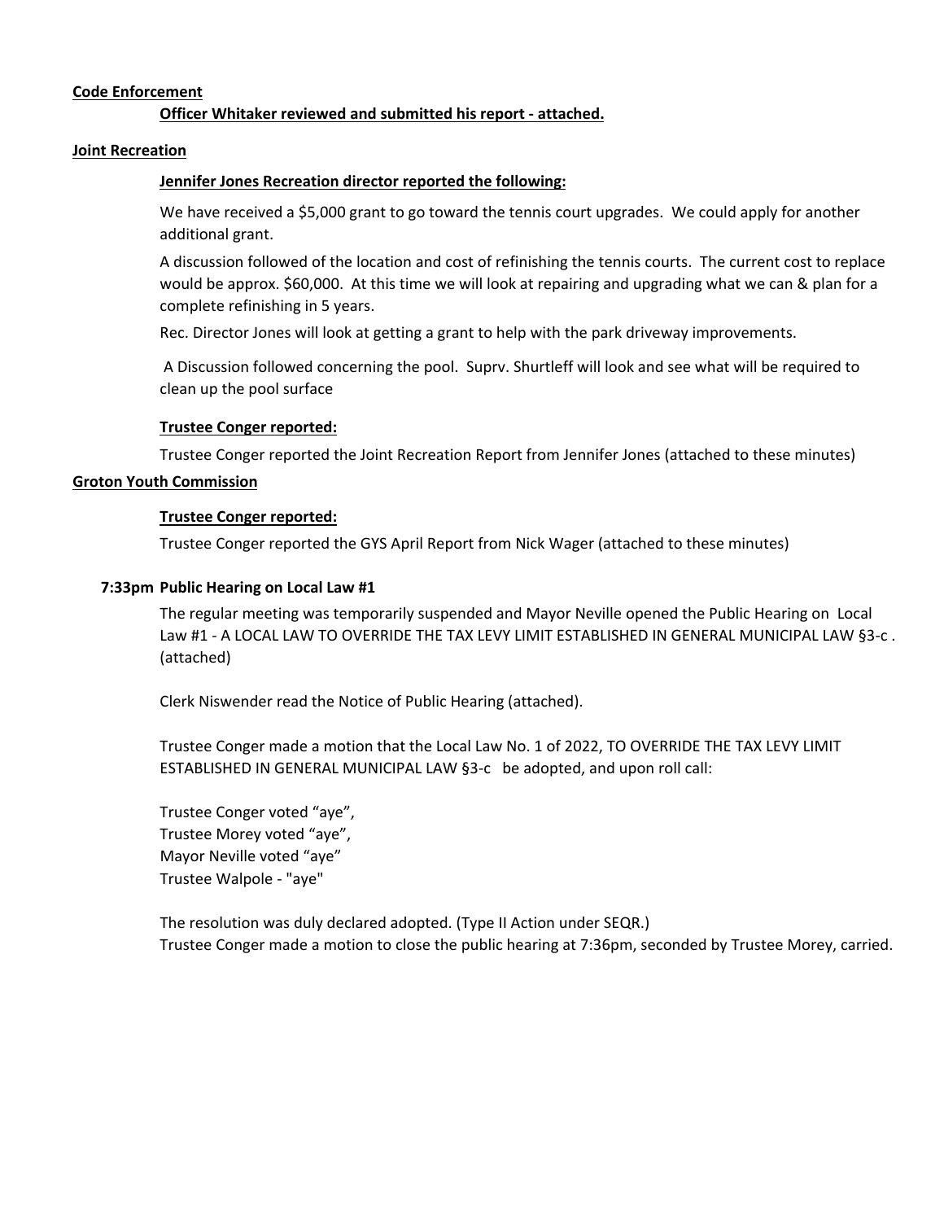**Code Enforcement**

**Officer Whitaker reviewed and submitted his report - attached.**

**Joint Recreation**

**Jennifer Jones Recreation director reported the following:**

We have received a $5,000 grant to go toward the tennis court upgrades. We could apply for another additional grant.

A discussion followed of the location and cost of refinishing the tennis courts. The current cost to replace would be approx. $60,000. At this time we will look at repairing and upgrading what we can & plan for a complete refinishing in 5 years.

Rec. Director Jones will look at getting a grant to help with the park driveway improvements.

A Discussion followed concerning the pool. Suprv. Shurtleff will look and see what will be required to clean up the pool surface

**Trustee Conger reported:**

Trustee Conger reported the Joint Recreation Report from Jennifer Jones (attached to these minutes)

**Groton Youth Commission**

**Trustee Conger reported:**

Trustee Conger reported the GYS April Report from Nick Wager (attached to these minutes)

**7:33pm Public Hearing on Local Law #1**

The regular meeting was temporarily suspended and Mayor Neville opened the Public Hearing on Local Law #1 - A LOCAL LAW TO OVERRIDE THE TAX LEVY LIMIT ESTABLISHED IN GENERAL MUNICIPAL LAW §3-c . (attached)

Clerk Niswender read the Notice of Public Hearing (attached).

Trustee Conger made a motion that the Local Law No. 1 of 2022, TO OVERRIDE THE TAX LEVY LIMIT ESTABLISHED IN GENERAL MUNICIPAL LAW §3-c be adopted, and upon roll call:

Trustee Conger voted “aye”,
Trustee Morey voted “aye”,
Mayor Neville voted “aye”
Trustee Walpole - "aye"

The resolution was duly declared adopted. (Type II Action under SEQR.)
Trustee Conger made a motion to close the public hearing at 7:36pm, seconded by Trustee Morey, carried.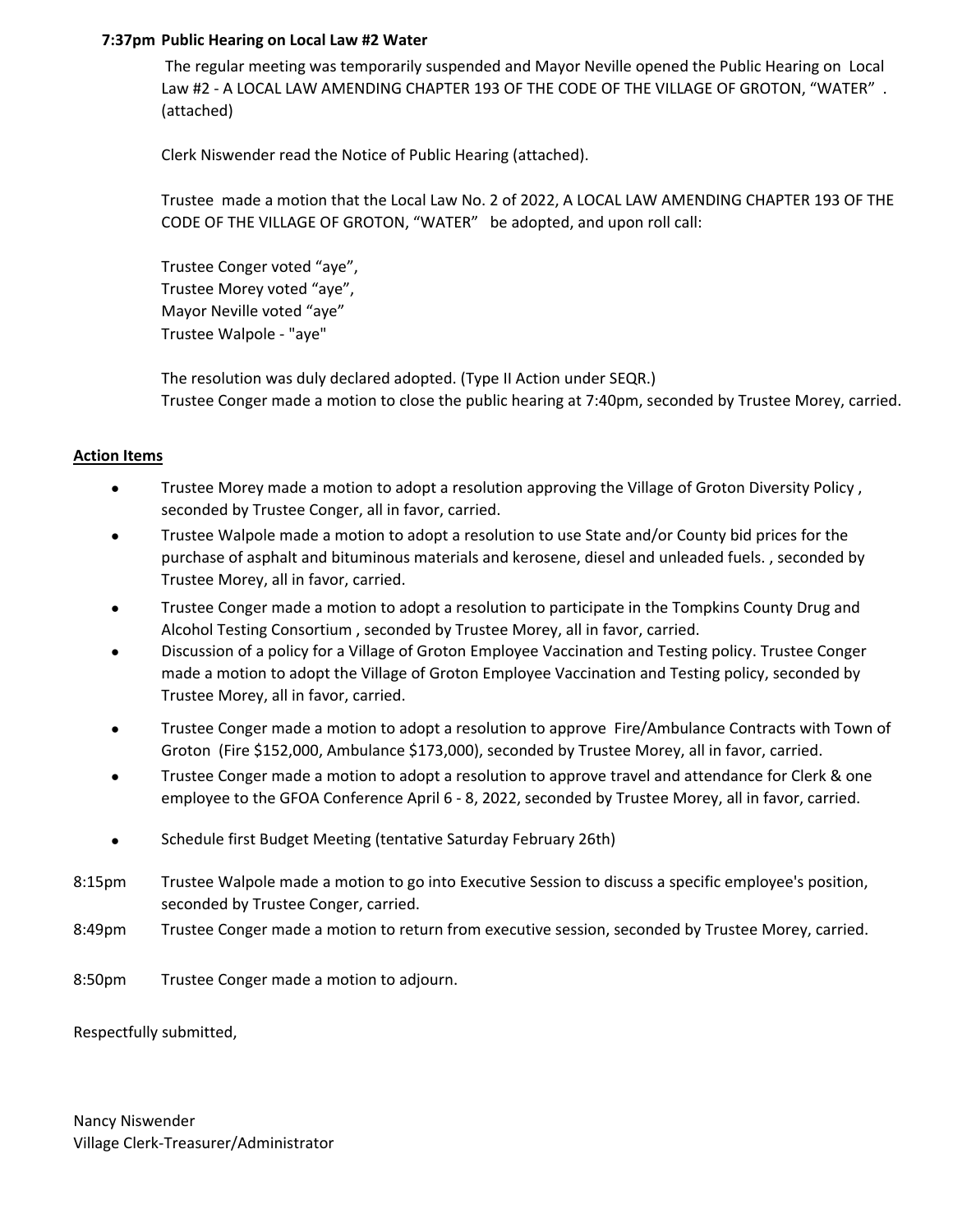**7:37pm Public Hearing on Local Law #2 Water**

The regular meeting was temporarily suspended and Mayor Neville opened the Public Hearing on Local Law #2 - A LOCAL LAW AMENDING CHAPTER 193 OF THE CODE OF THE VILLAGE OF GROTON, "WATER" . (attached)

Clerk Niswender read the Notice of Public Hearing (attached).

Trustee made a motion that the Local Law No. 2 of 2022, A LOCAL LAW AMENDING CHAPTER 193 OF THE CODE OF THE VILLAGE OF GROTON, "WATER" be adopted, and upon roll call:

Trustee Conger voted "aye",
Trustee Morey voted "aye",
Mayor Neville voted "aye"
Trustee Walpole - "aye"

The resolution was duly declared adopted. (Type II Action under SEQR.)
Trustee Conger made a motion to close the public hearing at 7:40pm, seconded by Trustee Morey, carried.

**Action Items**

- Trustee Morey made a motion to adopt a resolution approving the Village of Groton Diversity Policy , seconded by Trustee Conger, all in favor, carried.
- Trustee Walpole made a motion to adopt a resolution to use State and/or County bid prices for the purchase of asphalt and bituminous materials and kerosene, diesel and unleaded fuels. , seconded by Trustee Morey, all in favor, carried.
- Trustee Conger made a motion to adopt a resolution to participate in the Tompkins County Drug and Alcohol Testing Consortium , seconded by Trustee Morey, all in favor, carried.
- Discussion of a policy for a Village of Groton Employee Vaccination and Testing policy. Trustee Conger made a motion to adopt the Village of Groton Employee Vaccination and Testing policy, seconded by Trustee Morey, all in favor, carried.
- Trustee Conger made a motion to adopt a resolution to approve Fire/Ambulance Contracts with Town of Groton (Fire $152,000, Ambulance $173,000), seconded by Trustee Morey, all in favor, carried.
- Trustee Conger made a motion to adopt a resolution to approve travel and attendance for Clerk & one employee to the GFOA Conference April 6 - 8, 2022, seconded by Trustee Morey, all in favor, carried.
- Schedule first Budget Meeting (tentative Saturday February 26th)

8:15pm Trustee Walpole made a motion to go into Executive Session to discuss a specific employee's position, seconded by Trustee Conger, carried.

8:49pm Trustee Conger made a motion to return from executive session, seconded by Trustee Morey, carried.

8:50pm Trustee Conger made a motion to adjourn.

Respectfully submitted,

Nancy Niswender
Village Clerk-Treasurer/Administrator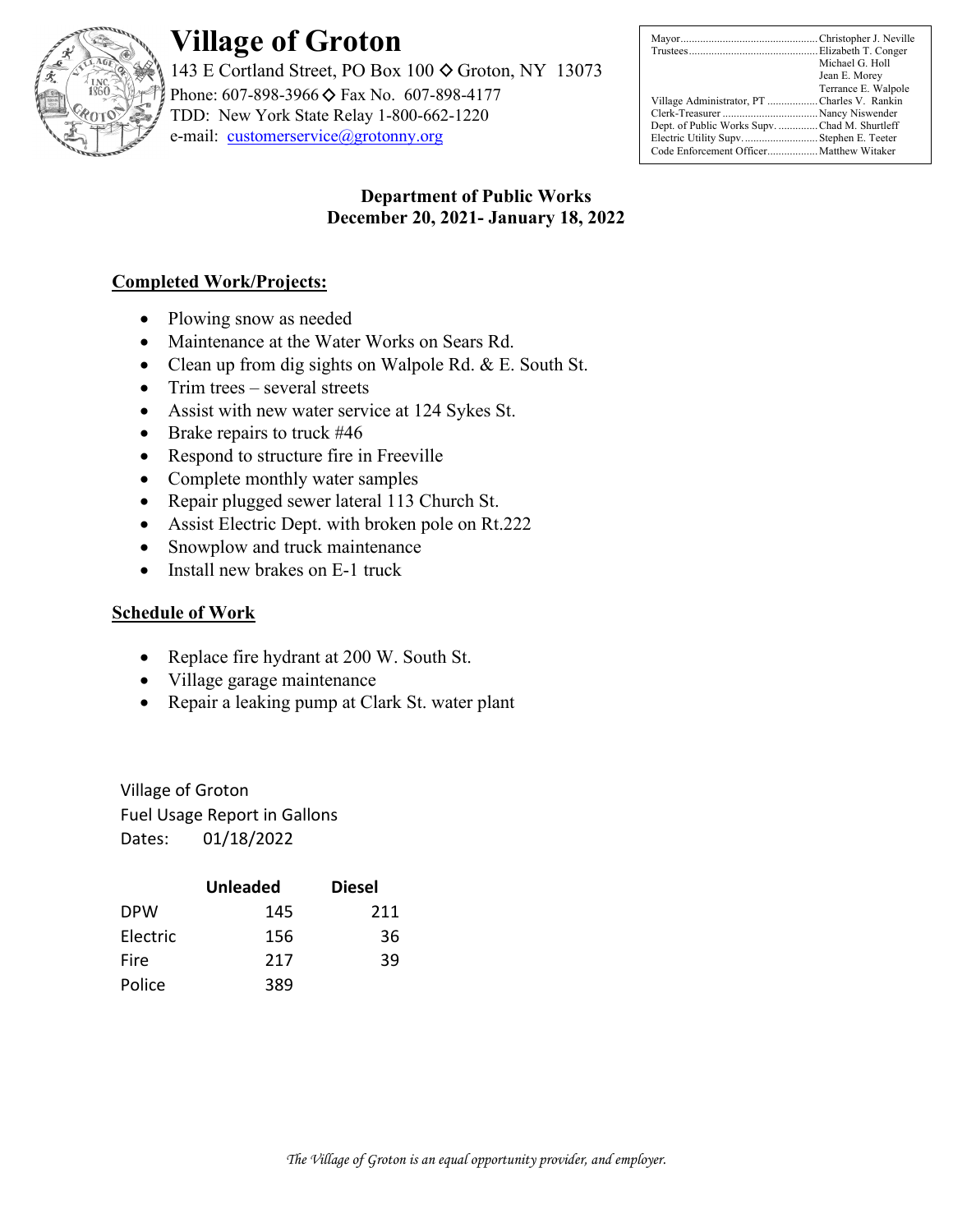# Village of Groton

143 E Cortland Street, PO Box 100 ◇ Groton, NY 13073
Phone: 607-898-3966 ◇ Fax No. 607-898-4177
TDD: New York State Relay 1-800-662-1220
e-mail: customerservice@grotonny.org

| | |
|---|---|
| Mayor | Christopher J. Neville |
| Trustees | Elizabeth T. Conger |
| | Michael G. Holl |
| | Jean E. Morey |
| | Terrance E. Walpole |
| Village Administrator, PT | Charles V. Rankin |
| Clerk-Treasurer | Nancy Niswender |
| Dept. of Public Works Supv. | Chad M. Shurtleff |
| Electric Utility Supv. | Stephen E. Teeter |
| Code Enforcement Officer | Matthew Witaker |

## Department of Public Works
## December 20, 2021- January 18, 2022

### Completed Work/Projects:

- Plowing snow as needed
- Maintenance at the Water Works on Sears Rd.
- Clean up from dig sights on Walpole Rd. & E. South St.
- Trim trees – several streets
- Assist with new water service at 124 Sykes St.
- Brake repairs to truck #46
- Respond to structure fire in Freeville
- Complete monthly water samples
- Repair plugged sewer lateral 113 Church St.
- Assist Electric Dept. with broken pole on Rt.222
- Snowplow and truck maintenance
- Install new brakes on E-1 truck

### Schedule of Work

- Replace fire hydrant at 200 W. South St.
- Village garage maintenance
- Repair a leaking pump at Clark St. water plant

Village of Groton
Fuel Usage Report in Gallons
Dates: 01/18/2022

| | Unleaded | Diesel |
|---|---|---|
| DPW | 145 | 211 |
| Electric | 156 | 36 |
| Fire | 217 | 39 |
| Police | 389 | |

*The Village of Groton is an equal opportunity provider, and employer.*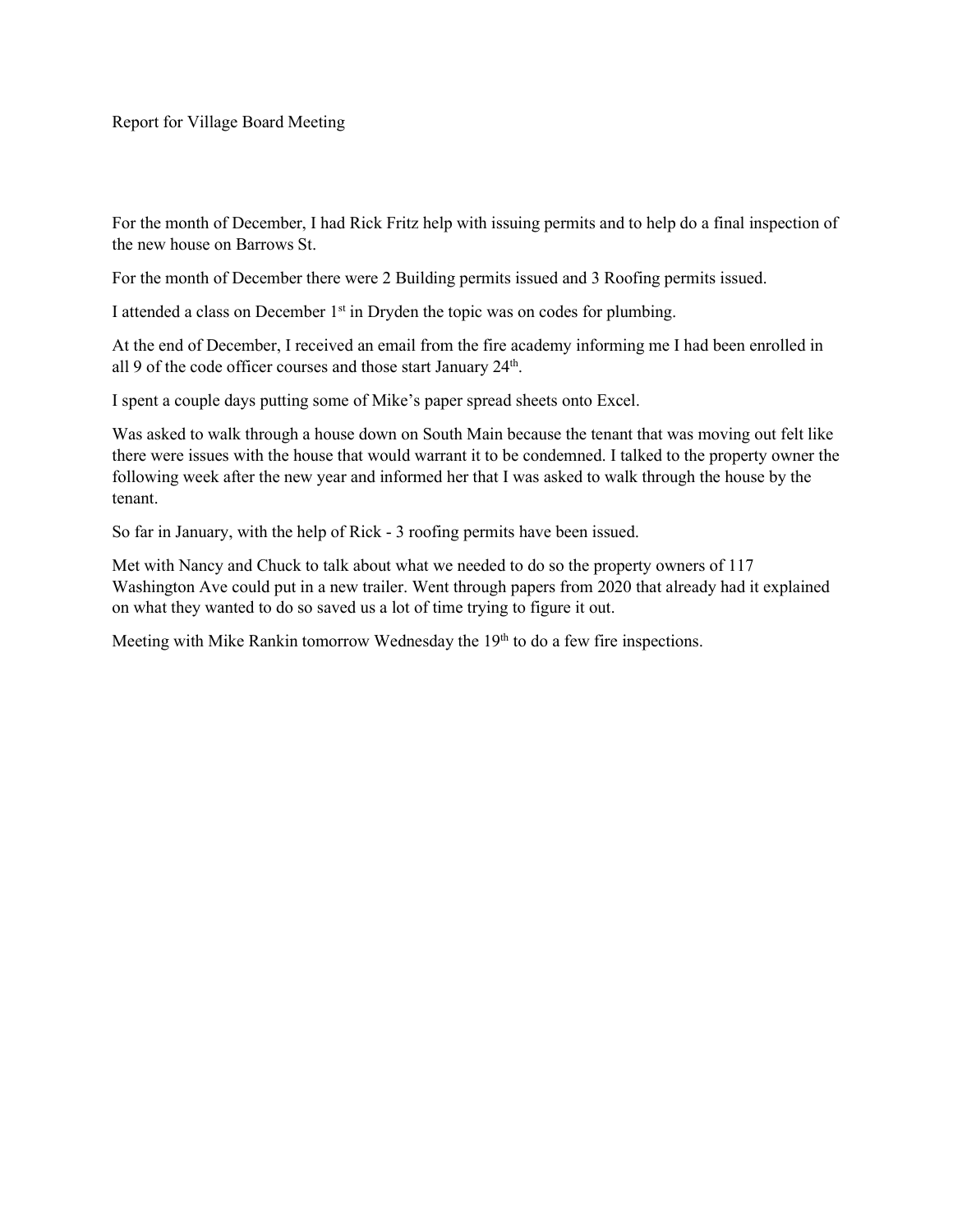Report for Village Board Meeting

For the month of December, I had Rick Fritz help with issuing permits and to help do a final inspection of the new house on Barrows St.

For the month of December there were 2 Building permits issued and 3 Roofing permits issued.

I attended a class on December 1st in Dryden the topic was on codes for plumbing.

At the end of December, I received an email from the fire academy informing me I had been enrolled in all 9 of the code officer courses and those start January 24th.

I spent a couple days putting some of Mike's paper spread sheets onto Excel.

Was asked to walk through a house down on South Main because the tenant that was moving out felt like there were issues with the house that would warrant it to be condemned. I talked to the property owner the following week after the new year and informed her that I was asked to walk through the house by the tenant.

So far in January, with the help of Rick - 3 roofing permits have been issued.

Met with Nancy and Chuck to talk about what we needed to do so the property owners of 117 Washington Ave could put in a new trailer. Went through papers from 2020 that already had it explained on what they wanted to do so saved us a lot of time trying to figure it out.

Meeting with Mike Rankin tomorrow Wednesday the 19th to do a few fire inspections.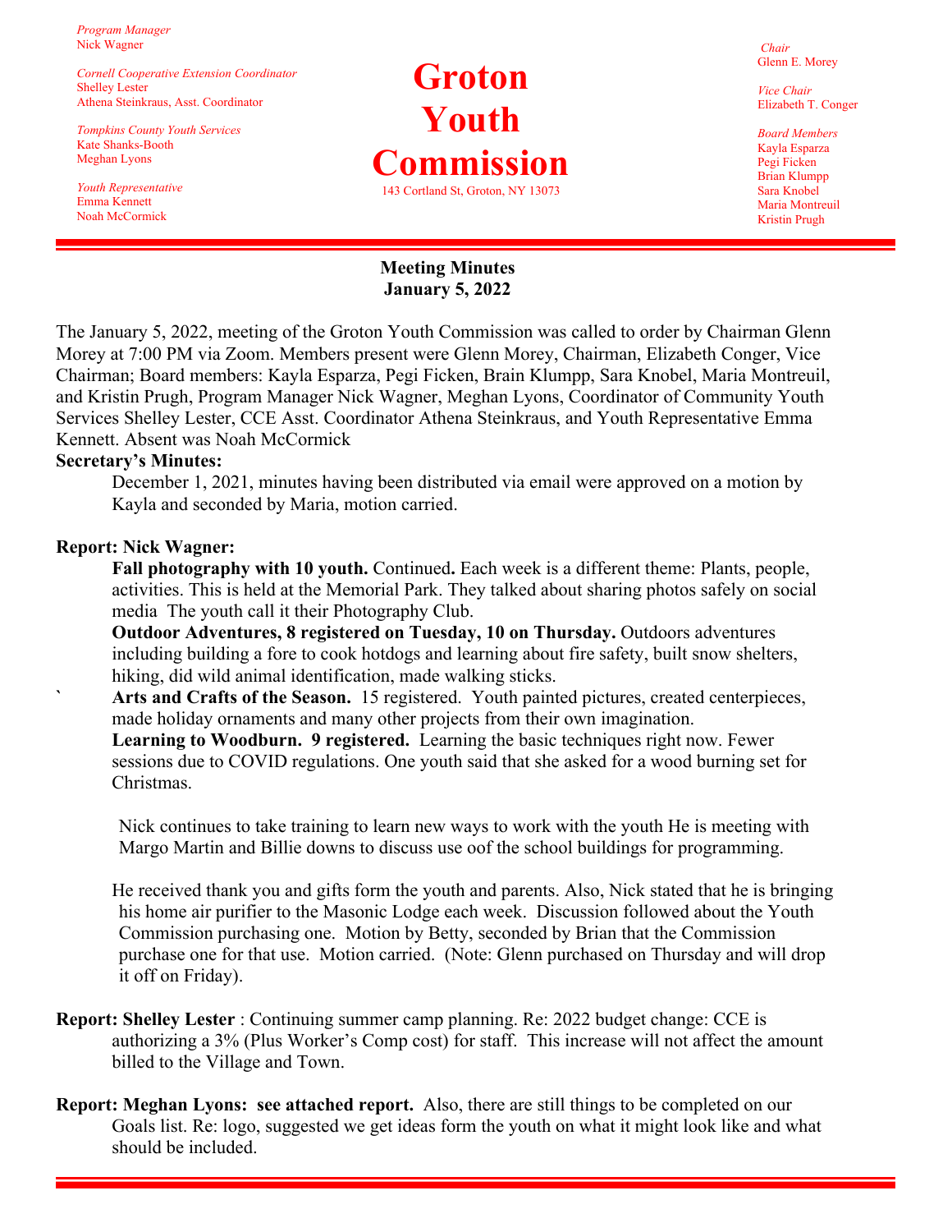*Program Manager*
Nick Wagner

*Cornell Cooperative Extension Coordinator*
Shelley Lester
Athena Steinkraus, Asst. Coordinator

*Tompkins County Youth Services*
Kate Shanks-Booth
Meghan Lyons

*Youth Representative*
Emma Kennett
Noah McCormick

# Groton Youth Commission

143 Cortland St, Groton, NY 13073

*Chair*
Glenn E. Morey

*Vice Chair*
Elizabeth T. Conger

*Board Members*
Kayla Esparza
Pegi Ficken
Brian Klumpp
Sara Knobel
Maria Montreuil
Kristin Prugh

## Meeting Minutes
## January 5, 2022

The January 5, 2022, meeting of the Groton Youth Commission was called to order by Chairman Glenn Morey at 7:00 PM via Zoom. Members present were Glenn Morey, Chairman, Elizabeth Conger, Vice Chairman; Board members: Kayla Esparza, Pegi Ficken, Brain Klumpp, Sara Knobel, Maria Montreuil, and Kristin Prugh, Program Manager Nick Wagner, Meghan Lyons, Coordinator of Community Youth Services Shelley Lester, CCE Asst. Coordinator Athena Steinkraus, and Youth Representative Emma Kennett. Absent was Noah McCormick

**Secretary's Minutes:**

December 1, 2021, minutes having been distributed via email were approved on a motion by Kayla and seconded by Maria, motion carried.

**Report: Nick Wagner:**

**Fall photography with 10 youth.** Continued**.** Each week is a different theme: Plants, people, activities. This is held at the Memorial Park. They talked about sharing photos safely on social media The youth call it their Photography Club.

**Outdoor Adventures, 8 registered on Tuesday, 10 on Thursday.** Outdoors adventures including building a fore to cook hotdogs and learning about fire safety, built snow shelters, hiking, did wild animal identification, made walking sticks.

` **Arts and Crafts of the Season.** 15 registered. Youth painted pictures, created centerpieces, made holiday ornaments and many other projects from their own imagination.

**Learning to Woodburn. 9 registered.** Learning the basic techniques right now. Fewer sessions due to COVID regulations. One youth said that she asked for a wood burning set for Christmas.

Nick continues to take training to learn new ways to work with the youth He is meeting with Margo Martin and Billie downs to discuss use oof the school buildings for programming.

He received thank you and gifts form the youth and parents. Also, Nick stated that he is bringing his home air purifier to the Masonic Lodge each week. Discussion followed about the Youth Commission purchasing one. Motion by Betty, seconded by Brian that the Commission purchase one for that use. Motion carried. (Note: Glenn purchased on Thursday and will drop it off on Friday).

**Report: Shelley Lester** : Continuing summer camp planning. Re: 2022 budget change: CCE is authorizing a 3% (Plus Worker's Comp cost) for staff. This increase will not affect the amount billed to the Village and Town.

**Report: Meghan Lyons: see attached report.** Also, there are still things to be completed on our Goals list. Re: logo, suggested we get ideas form the youth on what it might look like and what should be included.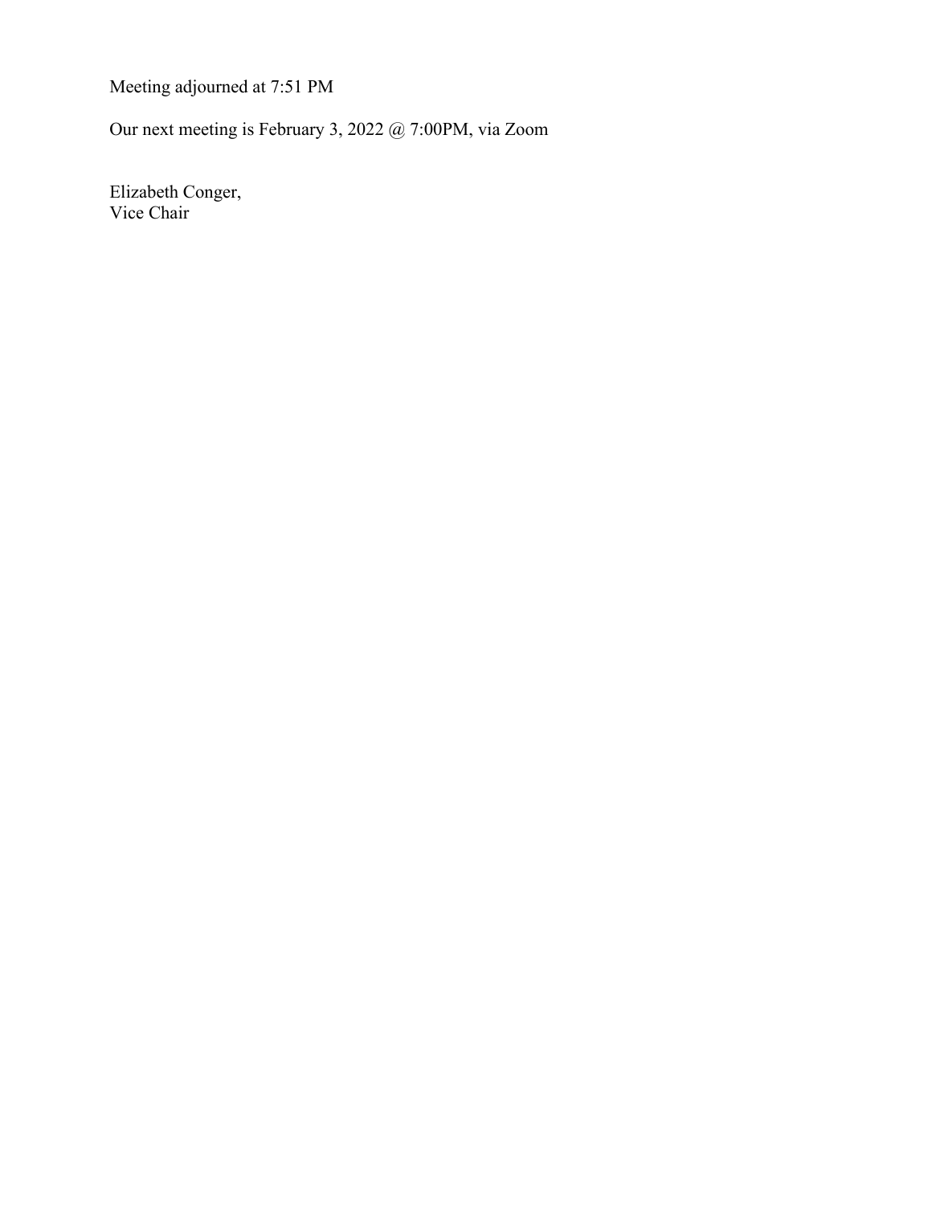Meeting adjourned at 7:51 PM

Our next meeting is February 3, 2022 @ 7:00PM, via Zoom

Elizabeth Conger,
Vice Chair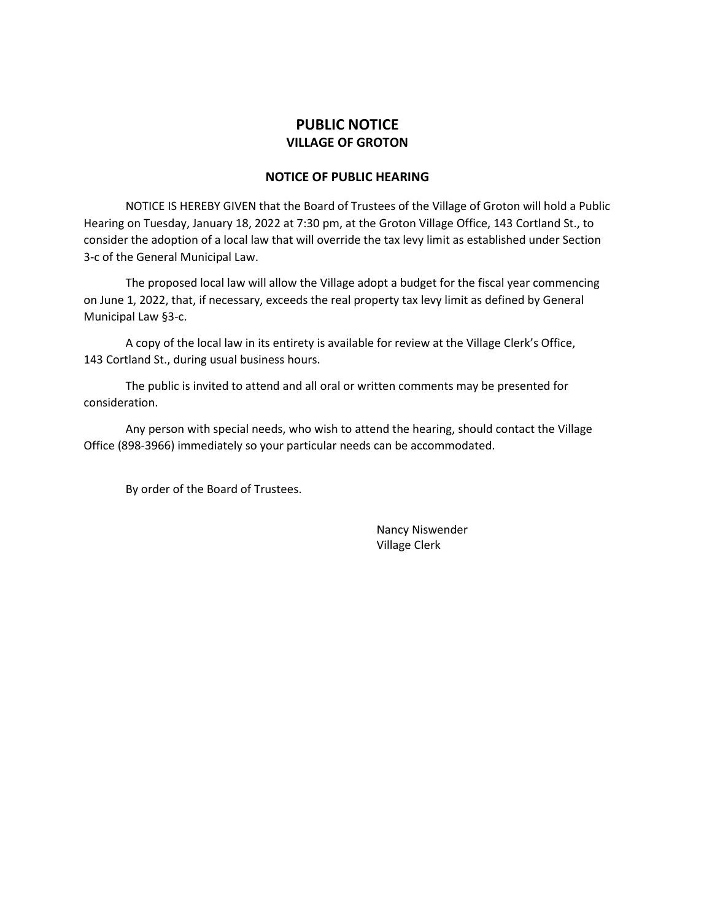# PUBLIC NOTICE

## VILLAGE OF GROTON

### NOTICE OF PUBLIC HEARING

NOTICE IS HEREBY GIVEN that the Board of Trustees of the Village of Groton will hold a Public Hearing on Tuesday, January 18, 2022 at 7:30 pm, at the Groton Village Office, 143 Cortland St., to consider the adoption of a local law that will override the tax levy limit as established under Section 3-c of the General Municipal Law.

The proposed local law will allow the Village adopt a budget for the fiscal year commencing on June 1, 2022, that, if necessary, exceeds the real property tax levy limit as defined by General Municipal Law §3-c.

A copy of the local law in its entirety is available for review at the Village Clerk's Office, 143 Cortland St., during usual business hours.

The public is invited to attend and all oral or written comments may be presented for consideration.

Any person with special needs, who wish to attend the hearing, should contact the Village Office (898-3966) immediately so your particular needs can be accommodated.

By order of the Board of Trustees.

Nancy Niswender
Village Clerk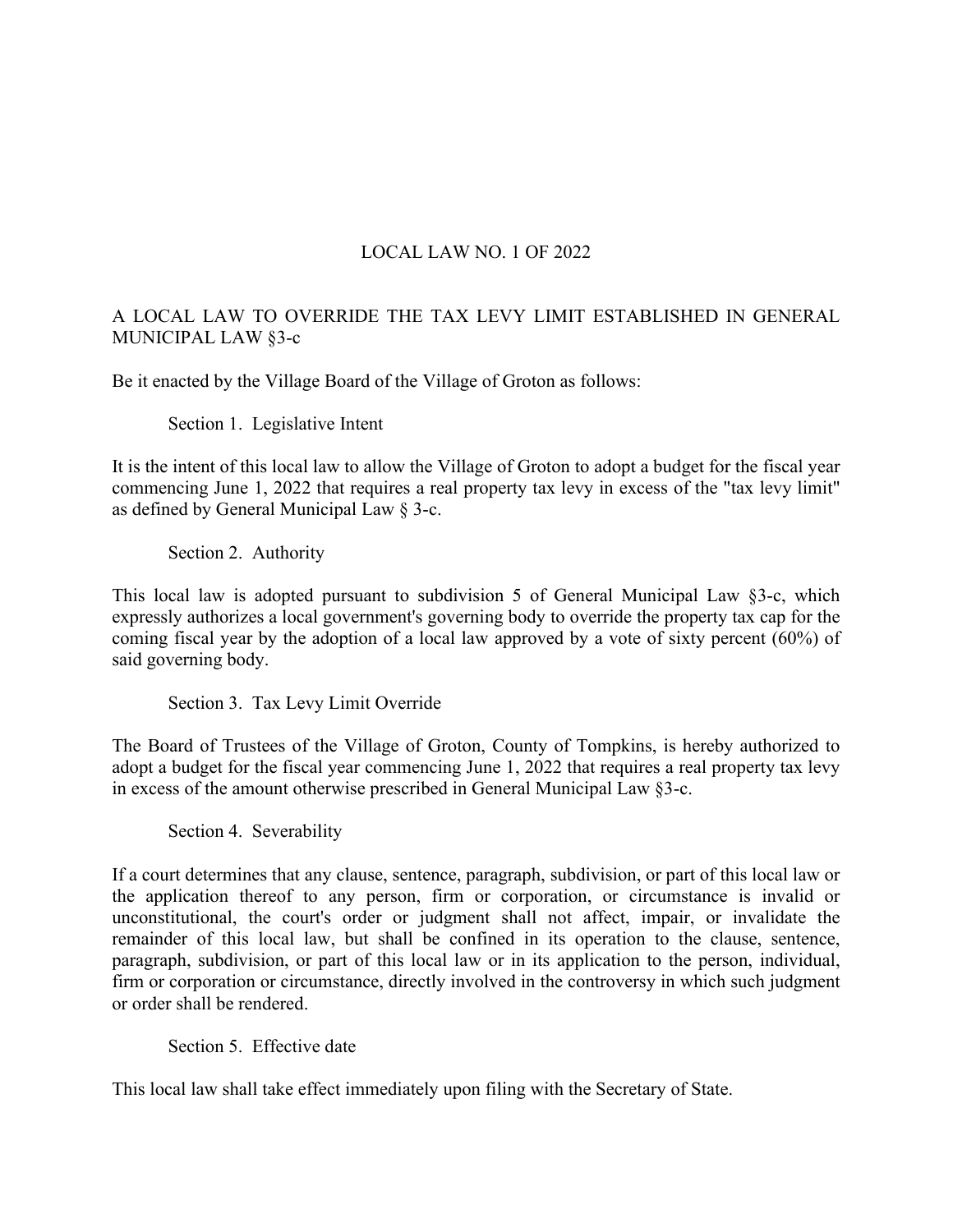# LOCAL LAW NO. 1 OF 2022

## A LOCAL LAW TO OVERRIDE THE TAX LEVY LIMIT ESTABLISHED IN GENERAL MUNICIPAL LAW §3-c

Be it enacted by the Village Board of the Village of Groton as follows:

### Section 1. Legislative Intent

It is the intent of this local law to allow the Village of Groton to adopt a budget for the fiscal year commencing June 1, 2022 that requires a real property tax levy in excess of the "tax levy limit" as defined by General Municipal Law § 3-c.

### Section 2. Authority

This local law is adopted pursuant to subdivision 5 of General Municipal Law §3-c, which expressly authorizes a local government's governing body to override the property tax cap for the coming fiscal year by the adoption of a local law approved by a vote of sixty percent (60%) of said governing body.

### Section 3. Tax Levy Limit Override

The Board of Trustees of the Village of Groton, County of Tompkins, is hereby authorized to adopt a budget for the fiscal year commencing June 1, 2022 that requires a real property tax levy in excess of the amount otherwise prescribed in General Municipal Law §3-c.

### Section 4. Severability

If a court determines that any clause, sentence, paragraph, subdivision, or part of this local law or the application thereof to any person, firm or corporation, or circumstance is invalid or unconstitutional, the court's order or judgment shall not affect, impair, or invalidate the remainder of this local law, but shall be confined in its operation to the clause, sentence, paragraph, subdivision, or part of this local law or in its application to the person, individual, firm or corporation or circumstance, directly involved in the controversy in which such judgment or order shall be rendered.

### Section 5. Effective date

This local law shall take effect immediately upon filing with the Secretary of State.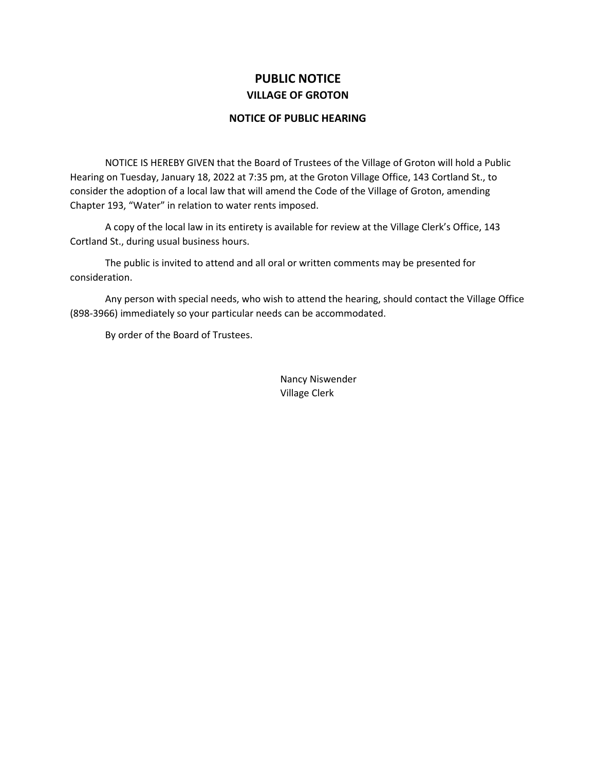# PUBLIC NOTICE

## VILLAGE OF GROTON

### NOTICE OF PUBLIC HEARING

NOTICE IS HEREBY GIVEN that the Board of Trustees of the Village of Groton will hold a Public Hearing on Tuesday, January 18, 2022 at 7:35 pm, at the Groton Village Office, 143 Cortland St., to consider the adoption of a local law that will amend the Code of the Village of Groton, amending Chapter 193, "Water" in relation to water rents imposed.

A copy of the local law in its entirety is available for review at the Village Clerk's Office, 143 Cortland St., during usual business hours.

The public is invited to attend and all oral or written comments may be presented for consideration.

Any person with special needs, who wish to attend the hearing, should contact the Village Office (898-3966) immediately so your particular needs can be accommodated.

By order of the Board of Trustees.

Nancy Niswender
Village Clerk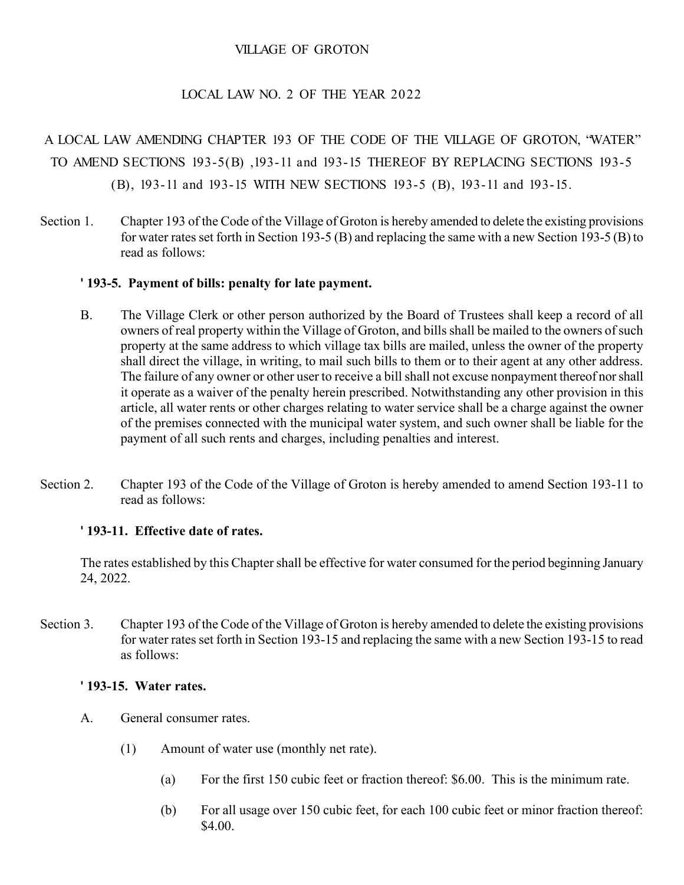VILLAGE OF GROTON

LOCAL LAW NO. 2 OF THE YEAR 2022

A LOCAL LAW AMENDING CHAPTER 193 OF THE CODE OF THE VILLAGE OF GROTON, "WATER" TO AMEND SECTIONS 193-5(B) ,193-11 and 193-15 THEREOF BY REPLACING SECTIONS 193-5 (B), 193-11 and 193-15 WITH NEW SECTIONS 193-5 (B), 193-11 and 193-15.

Section 1. Chapter 193 of the Code of the Village of Groton is hereby amended to delete the existing provisions for water rates set forth in Section 193-5 (B) and replacing the same with a new Section 193-5 (B) to read as follows:

**' 193-5. Payment of bills: penalty for late payment.**

B. The Village Clerk or other person authorized by the Board of Trustees shall keep a record of all owners of real property within the Village of Groton, and bills shall be mailed to the owners of such property at the same address to which village tax bills are mailed, unless the owner of the property shall direct the village, in writing, to mail such bills to them or to their agent at any other address. The failure of any owner or other user to receive a bill shall not excuse nonpayment thereof nor shall it operate as a waiver of the penalty herein prescribed. Notwithstanding any other provision in this article, all water rents or other charges relating to water service shall be a charge against the owner of the premises connected with the municipal water system, and such owner shall be liable for the payment of all such rents and charges, including penalties and interest.

Section 2. Chapter 193 of the Code of the Village of Groton is hereby amended to amend Section 193-11 to read as follows:

**' 193-11. Effective date of rates.**

The rates established by this Chapter shall be effective for water consumed for the period beginning January 24, 2022.

Section 3. Chapter 193 of the Code of the Village of Groton is hereby amended to delete the existing provisions for water rates set forth in Section 193-15 and replacing the same with a new Section 193-15 to read as follows:

**' 193-15. Water rates.**

A. General consumer rates.

(1) Amount of water use (monthly net rate).

(a) For the first 150 cubic feet or fraction thereof: $6.00. This is the minimum rate.

(b) For all usage over 150 cubic feet, for each 100 cubic feet or minor fraction thereof: $4.00.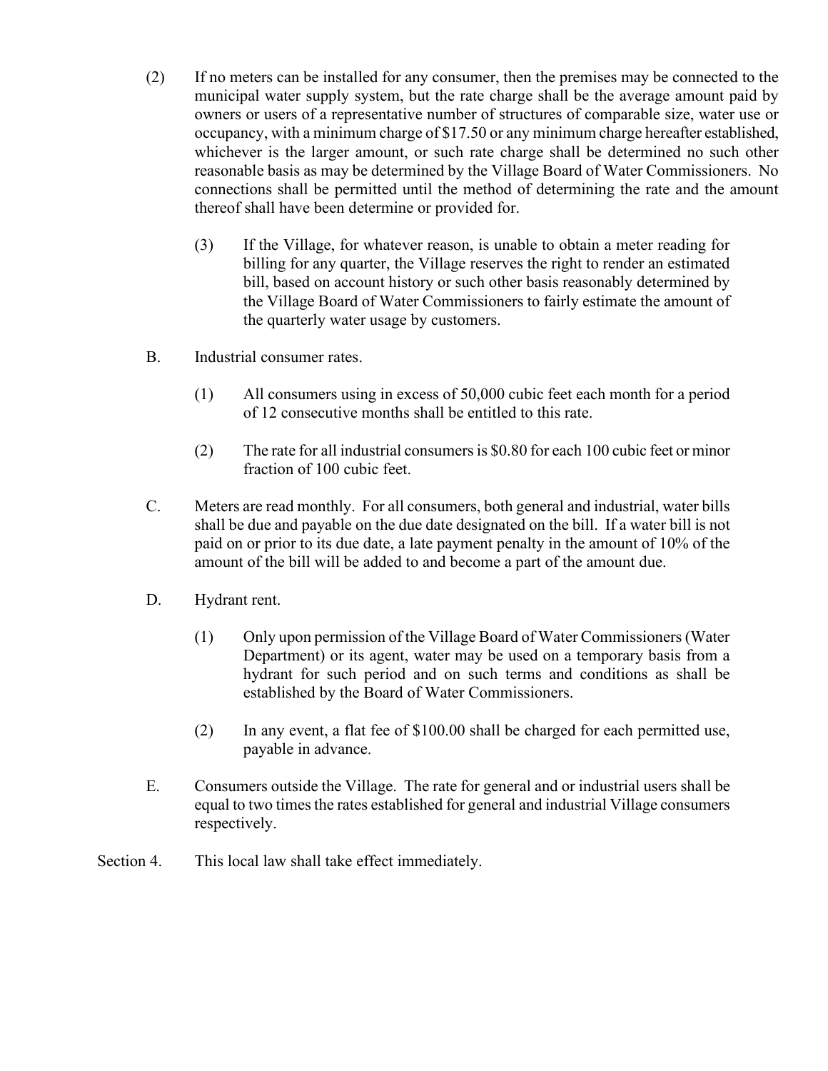(2) If no meters can be installed for any consumer, then the premises may be connected to the municipal water supply system, but the rate charge shall be the average amount paid by owners or users of a representative number of structures of comparable size, water use or occupancy, with a minimum charge of $17.50 or any minimum charge hereafter established, whichever is the larger amount, or such rate charge shall be determined no such other reasonable basis as may be determined by the Village Board of Water Commissioners. No connections shall be permitted until the method of determining the rate and the amount thereof shall have been determine or provided for.

(3) If the Village, for whatever reason, is unable to obtain a meter reading for billing for any quarter, the Village reserves the right to render an estimated bill, based on account history or such other basis reasonably determined by the Village Board of Water Commissioners to fairly estimate the amount of the quarterly water usage by customers.

B. Industrial consumer rates.

(1) All consumers using in excess of 50,000 cubic feet each month for a period of 12 consecutive months shall be entitled to this rate.

(2) The rate for all industrial consumers is $0.80 for each 100 cubic feet or minor fraction of 100 cubic feet.

C. Meters are read monthly. For all consumers, both general and industrial, water bills shall be due and payable on the due date designated on the bill. If a water bill is not paid on or prior to its due date, a late payment penalty in the amount of 10% of the amount of the bill will be added to and become a part of the amount due.

D. Hydrant rent.

(1) Only upon permission of the Village Board of Water Commissioners (Water Department) or its agent, water may be used on a temporary basis from a hydrant for such period and on such terms and conditions as shall be established by the Board of Water Commissioners.

(2) In any event, a flat fee of $100.00 shall be charged for each permitted use, payable in advance.

E. Consumers outside the Village. The rate for general and or industrial users shall be equal to two times the rates established for general and industrial Village consumers respectively.

Section 4. This local law shall take effect immediately.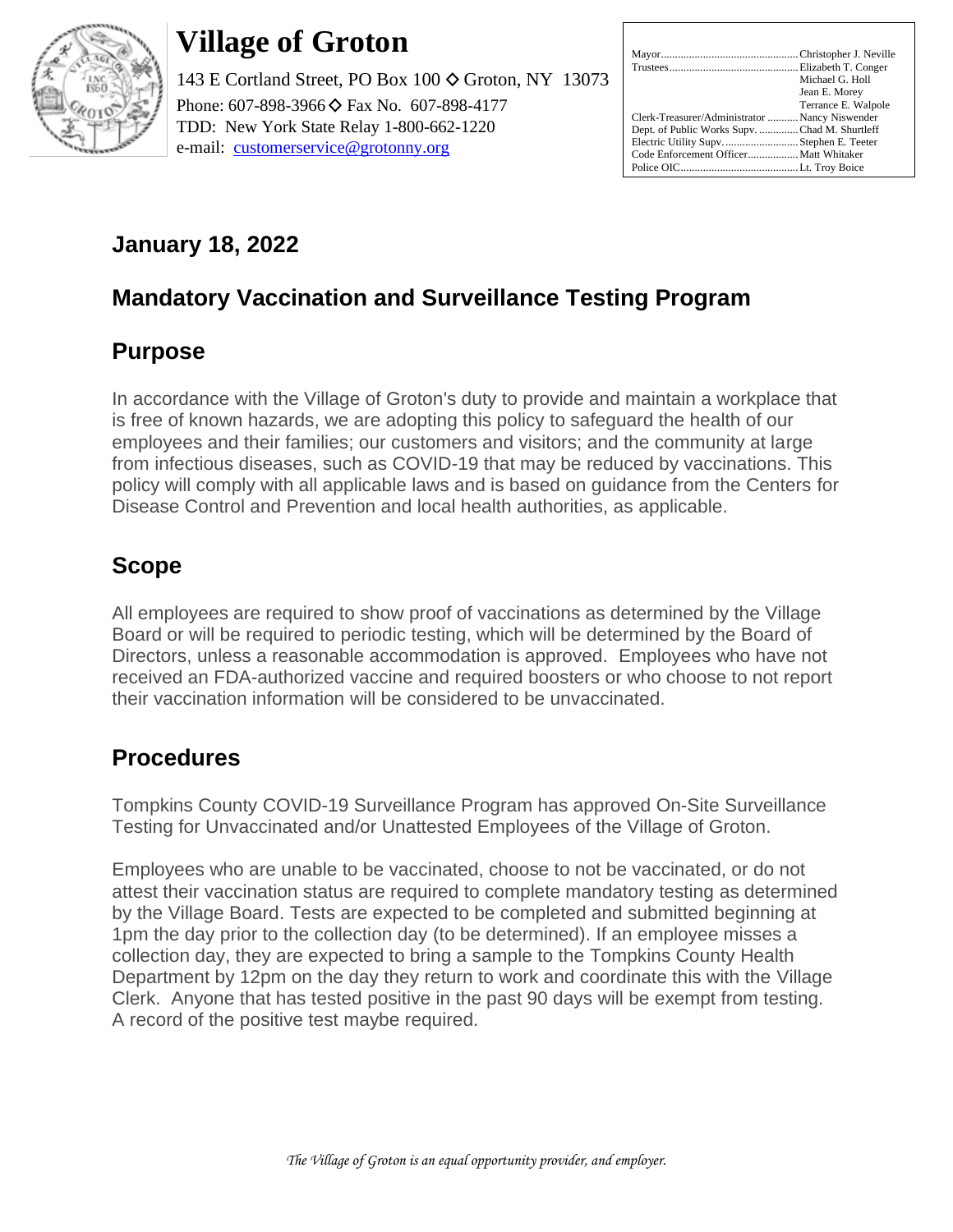# Village of Groton

143 E Cortland Street, PO Box 100 ◇ Groton, NY 13073
Phone: 607-898-3966 ◇ Fax No. 607-898-4177
TDD: New York State Relay 1-800-662-1220
e-mail: customerservice@grotonny.org

| | |
|---|---|
| Mayor | Christopher J. Neville |
| Trustees | Elizabeth T. Conger |
| | Michael G. Holl |
| | Jean E. Morey |
| | Terrance E. Walpole |
| Clerk-Treasurer/Administrator | Nancy Niswender |
| Dept. of Public Works Supv. | Chad M. Shurtleff |
| Electric Utility Supv. | Stephen E. Teeter |
| Code Enforcement Officer | Matt Whitaker |
| Police OIC | Lt. Troy Boice |

## January 18, 2022

## Mandatory Vaccination and Surveillance Testing Program

## Purpose

In accordance with the Village of Groton's duty to provide and maintain a workplace that is free of known hazards, we are adopting this policy to safeguard the health of our employees and their families; our customers and visitors; and the community at large from infectious diseases, such as COVID-19 that may be reduced by vaccinations. This policy will comply with all applicable laws and is based on guidance from the Centers for Disease Control and Prevention and local health authorities, as applicable.

## Scope

All employees are required to show proof of vaccinations as determined by the Village Board or will be required to periodic testing, which will be determined by the Board of Directors, unless a reasonable accommodation is approved. Employees who have not received an FDA-authorized vaccine and required boosters or who choose to not report their vaccination information will be considered to be unvaccinated.

## Procedures

Tompkins County COVID-19 Surveillance Program has approved On-Site Surveillance Testing for Unvaccinated and/or Unattested Employees of the Village of Groton.

Employees who are unable to be vaccinated, choose to not be vaccinated, or do not attest their vaccination status are required to complete mandatory testing as determined by the Village Board. Tests are expected to be completed and submitted beginning at 1pm the day prior to the collection day (to be determined). If an employee misses a collection day, they are expected to bring a sample to the Tompkins County Health Department by 12pm on the day they return to work and coordinate this with the Village Clerk. Anyone that has tested positive in the past 90 days will be exempt from testing. A record of the positive test maybe required.

*The Village of Groton is an equal opportunity provider, and employer.*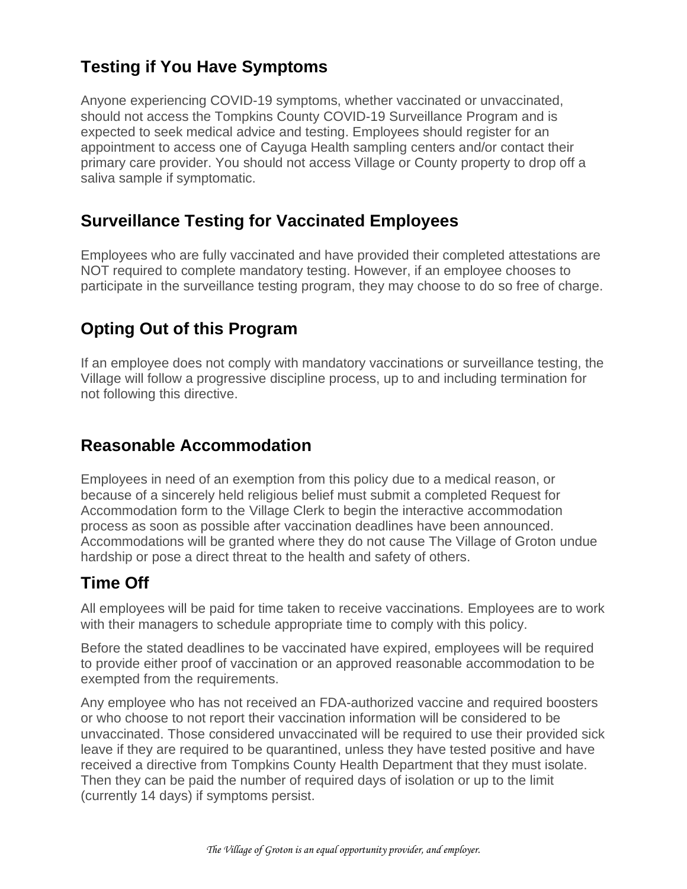## Testing if You Have Symptoms

Anyone experiencing COVID-19 symptoms, whether vaccinated or unvaccinated, should not access the Tompkins County COVID-19 Surveillance Program and is expected to seek medical advice and testing. Employees should register for an appointment to access one of Cayuga Health sampling centers and/or contact their primary care provider. You should not access Village or County property to drop off a saliva sample if symptomatic.

## Surveillance Testing for Vaccinated Employees

Employees who are fully vaccinated and have provided their completed attestations are NOT required to complete mandatory testing. However, if an employee chooses to participate in the surveillance testing program, they may choose to do so free of charge.

## Opting Out of this Program

If an employee does not comply with mandatory vaccinations or surveillance testing, the Village will follow a progressive discipline process, up to and including termination for not following this directive.

## Reasonable Accommodation

Employees in need of an exemption from this policy due to a medical reason, or because of a sincerely held religious belief must submit a completed Request for Accommodation form to the Village Clerk to begin the interactive accommodation process as soon as possible after vaccination deadlines have been announced. Accommodations will be granted where they do not cause The Village of Groton undue hardship or pose a direct threat to the health and safety of others.

## Time Off

All employees will be paid for time taken to receive vaccinations. Employees are to work with their managers to schedule appropriate time to comply with this policy.

Before the stated deadlines to be vaccinated have expired, employees will be required to provide either proof of vaccination or an approved reasonable accommodation to be exempted from the requirements.

Any employee who has not received an FDA-authorized vaccine and required boosters or who choose to not report their vaccination information will be considered to be unvaccinated. Those considered unvaccinated will be required to use their provided sick leave if they are required to be quarantined, unless they have tested positive and have received a directive from Tompkins County Health Department that they must isolate. Then they can be paid the number of required days of isolation or up to the limit (currently 14 days) if symptoms persist.

*The Village of Groton is an equal opportunity provider, and employer.*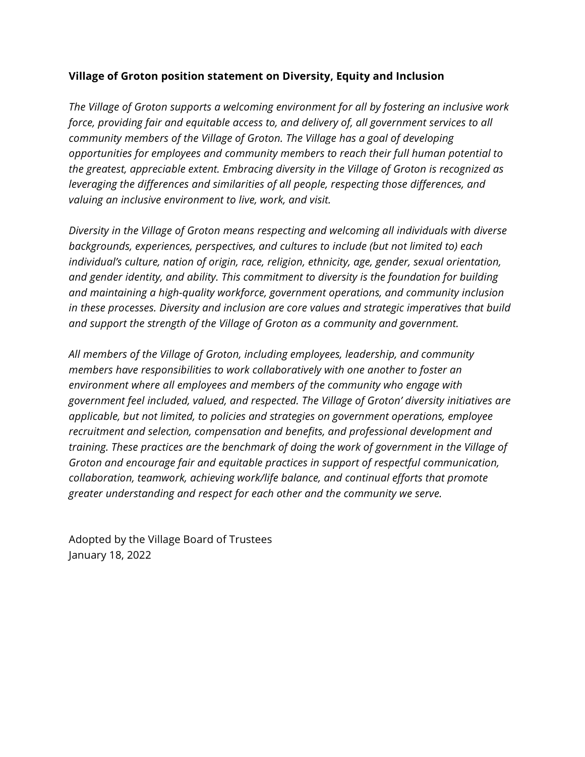**Village of Groton position statement on Diversity, Equity and Inclusion**

*The Village of Groton supports a welcoming environment for all by fostering an inclusive work force, providing fair and equitable access to, and delivery of, all government services to all community members of the Village of Groton. The Village has a goal of developing opportunities for employees and community members to reach their full human potential to the greatest, appreciable extent. Embracing diversity in the Village of Groton is recognized as leveraging the differences and similarities of all people, respecting those differences, and valuing an inclusive environment to live, work, and visit.*

*Diversity in the Village of Groton means respecting and welcoming all individuals with diverse backgrounds, experiences, perspectives, and cultures to include (but not limited to) each individual's culture, nation of origin, race, religion, ethnicity, age, gender, sexual orientation, and gender identity, and ability. This commitment to diversity is the foundation for building and maintaining a high-quality workforce, government operations, and community inclusion in these processes. Diversity and inclusion are core values and strategic imperatives that build and support the strength of the Village of Groton as a community and government.*

*All members of the Village of Groton, including employees, leadership, and community members have responsibilities to work collaboratively with one another to foster an environment where all employees and members of the community who engage with government feel included, valued, and respected. The Village of Groton' diversity initiatives are applicable, but not limited, to policies and strategies on government operations, employee recruitment and selection, compensation and benefits, and professional development and training. These practices are the benchmark of doing the work of government in the Village of Groton and encourage fair and equitable practices in support of respectful communication, collaboration, teamwork, achieving work/life balance, and continual efforts that promote greater understanding and respect for each other and the community we serve.*

Adopted by the Village Board of Trustees
January 18, 2022